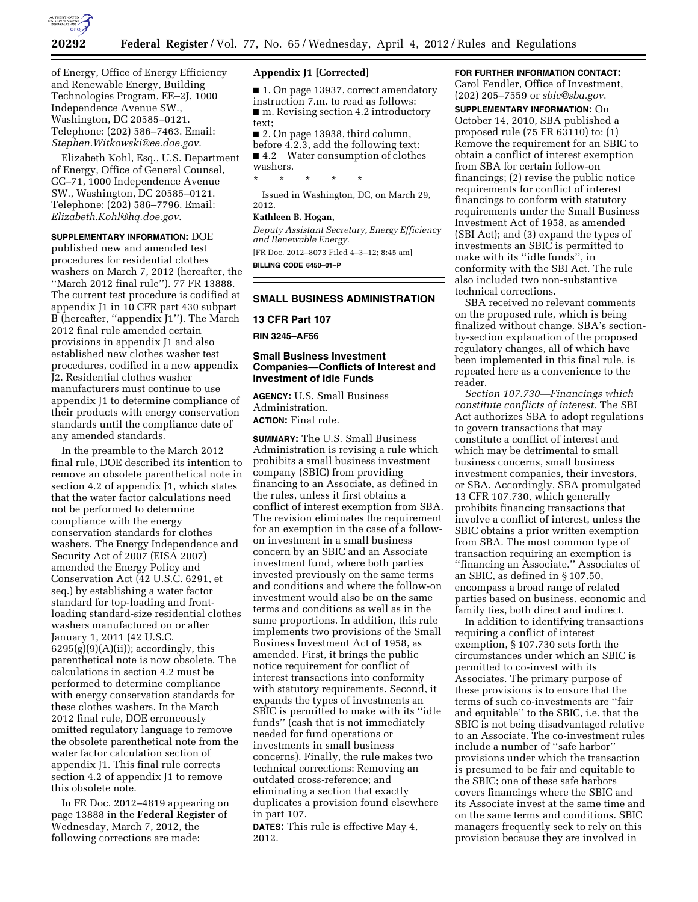of Energy, Office of Energy Efficiency and Renewable Energy, Building Technologies Program, EE–2J, 1000 Independence Avenue SW., Washington, DC 20585–0121. Telephone: (202) 586–7463. Email: *Stephen.Witkowski@ee.doe.gov*.

Elizabeth Kohl, Esq., U.S. Department of Energy, Office of General Counsel, GC–71, 1000 Independence Avenue SW., Washington, DC 20585–0121. Telephone: (202) 586–7796. Email: *Elizabeth.Kohl@hq.doe.gov*.

**SUPPLEMENTARY INFORMATION:** DOE published new and amended test procedures for residential clothes washers on March 7, 2012 (hereafter, the ''March 2012 final rule''). 77 FR 13888. The current test procedure is codified at appendix J1 in 10 CFR part 430 subpart B (hereafter, ''appendix J1''). The March 2012 final rule amended certain provisions in appendix J1 and also established new clothes washer test procedures, codified in a new appendix J2. Residential clothes washer manufacturers must continue to use appendix J1 to determine compliance of their products with energy conservation standards until the compliance date of any amended standards.

In the preamble to the March 2012 final rule, DOE described its intention to remove an obsolete parenthetical note in section 4.2 of appendix J1, which states that the water factor calculations need not be performed to determine compliance with the energy conservation standards for clothes washers. The Energy Independence and Security Act of 2007 (EISA 2007) amended the Energy Policy and Conservation Act (42 U.S.C. 6291, et seq.) by establishing a water factor standard for top-loading and front-loading standard-size residential clothes washers manufactured on or after January 1, 2011 (42 U.S.C. 6295(g)(9)(A)(ii)); accordingly, this parenthetical note is now obsolete. The calculations in section 4.2 must be performed to determine compliance with energy conservation standards for these clothes washers. In the March 2012 final rule, DOE erroneously omitted regulatory language to remove the obsolete parenthetical note from the water factor calculation section of appendix J1. This final rule corrects section 4.2 of appendix J1 to remove this obsolete note.

In FR Doc. 2012–4819 appearing on page 13888 in the **Federal Register** of Wednesday, March 7, 2012, the following corrections are made:

### Appendix J1 [Corrected]

■ 1. On page 13937, correct amendatory instruction 7.m. to read as follows:

■ m. Revising section 4.2 introductory text;

■ 2. On page 13938, third column, before 4.2.3, add the following text:

■ 4.2 Water consumption of clothes washers.

\* \* \* \* \*

Issued in Washington, DC, on March 29, 2012.

**Kathleen B. Hogan,**

*Deputy Assistant Secretary, Energy Efficiency and Renewable Energy.*

[FR Doc. 2012–8073 Filed 4–3–12; 8:45 am]

**BILLING CODE 6450–01–P**

## SMALL BUSINESS ADMINISTRATION

### 13 CFR Part 107

**RIN 3245–AF56**

## Small Business Investment Companies—Conflicts of Interest and Investment of Idle Funds

**AGENCY:** U.S. Small Business Administration.

**ACTION:** Final rule.

**SUMMARY:** The U.S. Small Business Administration is revising a rule which prohibits a small business investment company (SBIC) from providing financing to an Associate, as defined in the rules, unless it first obtains a conflict of interest exemption from SBA. The revision eliminates the requirement for an exemption in the case of a follow-on investment in a small business concern by an SBIC and an Associate investment fund, where both parties invested previously on the same terms and conditions and where the follow-on investment would also be on the same terms and conditions as well as in the same proportions. In addition, this rule implements two provisions of the Small Business Investment Act of 1958, as amended. First, it brings the public notice requirement for conflict of interest transactions into conformity with statutory requirements. Second, it expands the types of investments an SBIC is permitted to make with its ''idle funds'' (cash that is not immediately needed for fund operations or investments in small business concerns). Finally, the rule makes two technical corrections: Removing an outdated cross-reference; and eliminating a section that exactly duplicates a provision found elsewhere in part 107.

**DATES:** This rule is effective May 4, 2012.

**FOR FURTHER INFORMATION CONTACT:** Carol Fendler, Office of Investment, (202) 205–7559 or *sbic@sba.gov*.

**SUPPLEMENTARY INFORMATION:** On October 14, 2010, SBA published a proposed rule (75 FR 63110) to: (1) Remove the requirement for an SBIC to obtain a conflict of interest exemption from SBA for certain follow-on financings; (2) revise the public notice requirements for conflict of interest financings to conform with statutory requirements under the Small Business Investment Act of 1958, as amended (SBI Act); and (3) expand the types of investments an SBIC is permitted to make with its ''idle funds'', in conformity with the SBI Act. The rule also included two non-substantive technical corrections.

SBA received no relevant comments on the proposed rule, which is being finalized without change. SBA's section-by-section explanation of the proposed regulatory changes, all of which have been implemented in this final rule, is repeated here as a convenience to the reader.

*Section 107.730—Financings which constitute conflicts of interest.* The SBI Act authorizes SBA to adopt regulations to govern transactions that may constitute a conflict of interest and which may be detrimental to small business concerns, small business investment companies, their investors, or SBA. Accordingly, SBA promulgated 13 CFR 107.730, which generally prohibits financing transactions that involve a conflict of interest, unless the SBIC obtains a prior written exemption from SBA. The most common type of transaction requiring an exemption is ''financing an Associate.'' Associates of an SBIC, as defined in § 107.50, encompass a broad range of related parties based on business, economic and family ties, both direct and indirect.

In addition to identifying transactions requiring a conflict of interest exemption, § 107.730 sets forth the circumstances under which an SBIC is permitted to co-invest with its Associates. The primary purpose of these provisions is to ensure that the terms of such co-investments are ''fair and equitable'' to the SBIC, i.e. that the SBIC is not being disadvantaged relative to an Associate. The co-investment rules include a number of ''safe harbor'' provisions under which the transaction is presumed to be fair and equitable to the SBIC; one of these safe harbors covers financings where the SBIC and its Associate invest at the same time and on the same terms and conditions. SBIC managers frequently seek to rely on this provision because they are involved in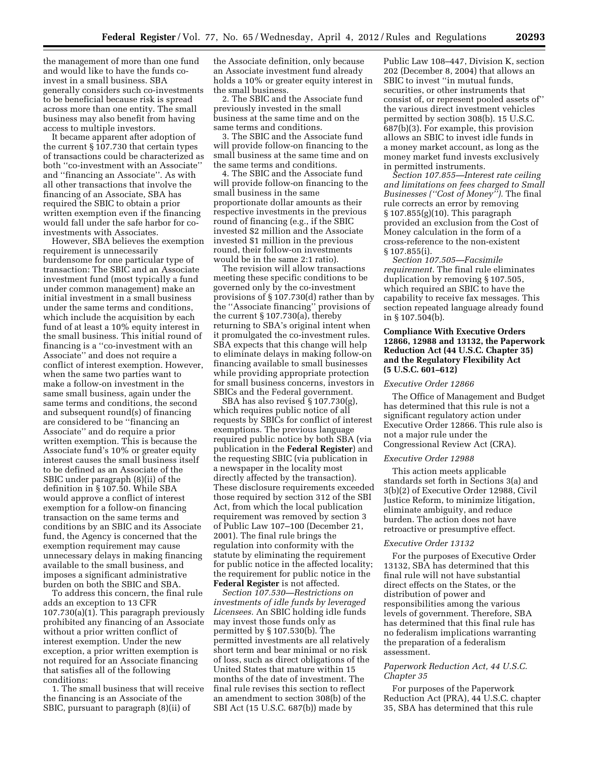the management of more than one fund and would like to have the funds co-invest in a small business. SBA generally considers such co-investments to be beneficial because risk is spread across more than one entity. The small business may also benefit from having access to multiple investors.

It became apparent after adoption of the current § 107.730 that certain types of transactions could be characterized as both ''co-investment with an Associate'' and ''financing an Associate''. As with all other transactions that involve the financing of an Associate, SBA has required the SBIC to obtain a prior written exemption even if the financing would fall under the safe harbor for co-investments with Associates.

However, SBA believes the exemption requirement is unnecessarily burdensome for one particular type of transaction: The SBIC and an Associate investment fund (most typically a fund under common management) make an initial investment in a small business under the same terms and conditions, which include the acquisition by each fund of at least a 10% equity interest in the small business. This initial round of financing is a ''co-investment with an Associate'' and does not require a conflict of interest exemption. However, when the same two parties want to make a follow-on investment in the same small business, again under the same terms and conditions, the second and subsequent round(s) of financing are considered to be ''financing an Associate'' and do require a prior written exemption. This is because the Associate fund's 10% or greater equity interest causes the small business itself to be defined as an Associate of the SBIC under paragraph (8)(ii) of the definition in § 107.50. While SBA would approve a conflict of interest exemption for a follow-on financing transaction on the same terms and conditions by an SBIC and its Associate fund, the Agency is concerned that the exemption requirement may cause unnecessary delays in making financing available to the small business, and imposes a significant administrative burden on both the SBIC and SBA.

To address this concern, the final rule adds an exception to 13 CFR 107.730(a)(1). This paragraph previously prohibited any financing of an Associate without a prior written conflict of interest exemption. Under the new exception, a prior written exemption is not required for an Associate financing that satisfies all of the following conditions:

1. The small business that will receive the financing is an Associate of the SBIC, pursuant to paragraph (8)(ii) of the Associate definition, only because an Associate investment fund already holds a 10% or greater equity interest in the small business.

2. The SBIC and the Associate fund previously invested in the small business at the same time and on the same terms and conditions.

3. The SBIC and the Associate fund will provide follow-on financing to the small business at the same time and on the same terms and conditions.

4. The SBIC and the Associate fund will provide follow-on financing to the small business in the same proportionate dollar amounts as their respective investments in the previous round of financing (e.g., if the SBIC invested $2 million and the Associate invested $1 million in the previous round, their follow-on investments would be in the same 2:1 ratio).

The revision will allow transactions meeting these specific conditions to be governed only by the co-investment provisions of § 107.730(d) rather than by the ''Associate financing'' provisions of the current § 107.730(a), thereby returning to SBA's original intent when it promulgated the co-investment rules. SBA expects that this change will help to eliminate delays in making follow-on financing available to small businesses while providing appropriate protection for small business concerns, investors in SBICs and the Federal government.

SBA has also revised § 107.730(g), which requires public notice of all requests by SBICs for conflict of interest exemptions. The previous language required public notice by both SBA (via publication in the **Federal Register**) and the requesting SBIC (via publication in a newspaper in the locality most directly affected by the transaction). These disclosure requirements exceeded those required by section 312 of the SBI Act, from which the local publication requirement was removed by section 3 of Public Law 107–100 (December 21, 2001). The final rule brings the regulation into conformity with the statute by eliminating the requirement for public notice in the affected locality; the requirement for public notice in the **Federal Register** is not affected.

*Section 107.530—Restrictions on investments of idle funds by leveraged Licensees.* An SBIC holding idle funds may invest those funds only as permitted by § 107.530(b). The permitted investments are all relatively short term and bear minimal or no risk of loss, such as direct obligations of the United States that mature within 15 months of the date of investment. The final rule revises this section to reflect an amendment to section 308(b) of the SBI Act (15 U.S.C. 687(b)) made by Public Law 108–447, Division K, section 202 (December 8, 2004) that allows an SBIC to invest ''in mutual funds, securities, or other instruments that consist of, or represent pooled assets of'' the various direct investment vehicles permitted by section 308(b). 15 U.S.C. 687(b)(3). For example, this provision allows an SBIC to invest idle funds in a money market account, as long as the money market fund invests exclusively in permitted instruments.

*Section 107.855—Interest rate ceiling and limitations on fees charged to Small Businesses (''Cost of Money'').* The final rule corrects an error by removing § 107.855(g)(10). This paragraph provided an exclusion from the Cost of Money calculation in the form of a cross-reference to the non-existent § 107.855(i).

*Section 107.505—Facsimile requirement.* The final rule eliminates duplication by removing § 107.505, which required an SBIC to have the capability to receive fax messages. This section repeated language already found in § 107.504(b).

## Compliance With Executive Orders 12866, 12988 and 13132, the Paperwork Reduction Act (44 U.S.C. Chapter 35) and the Regulatory Flexibility Act (5 U.S.C. 601–612)

### *Executive Order 12866*

The Office of Management and Budget has determined that this rule is not a significant regulatory action under Executive Order 12866. This rule also is not a major rule under the Congressional Review Act (CRA).

### *Executive Order 12988*

This action meets applicable standards set forth in Sections 3(a) and 3(b)(2) of Executive Order 12988, Civil Justice Reform, to minimize litigation, eliminate ambiguity, and reduce burden. The action does not have retroactive or presumptive effect.

### *Executive Order 13132*

For the purposes of Executive Order 13132, SBA has determined that this final rule will not have substantial direct effects on the States, or the distribution of power and responsibilities among the various levels of government. Therefore, SBA has determined that this final rule has no federalism implications warranting the preparation of a federalism assessment.

### *Paperwork Reduction Act, 44 U.S.C. Chapter 35*

For purposes of the Paperwork Reduction Act (PRA), 44 U.S.C. chapter 35, SBA has determined that this rule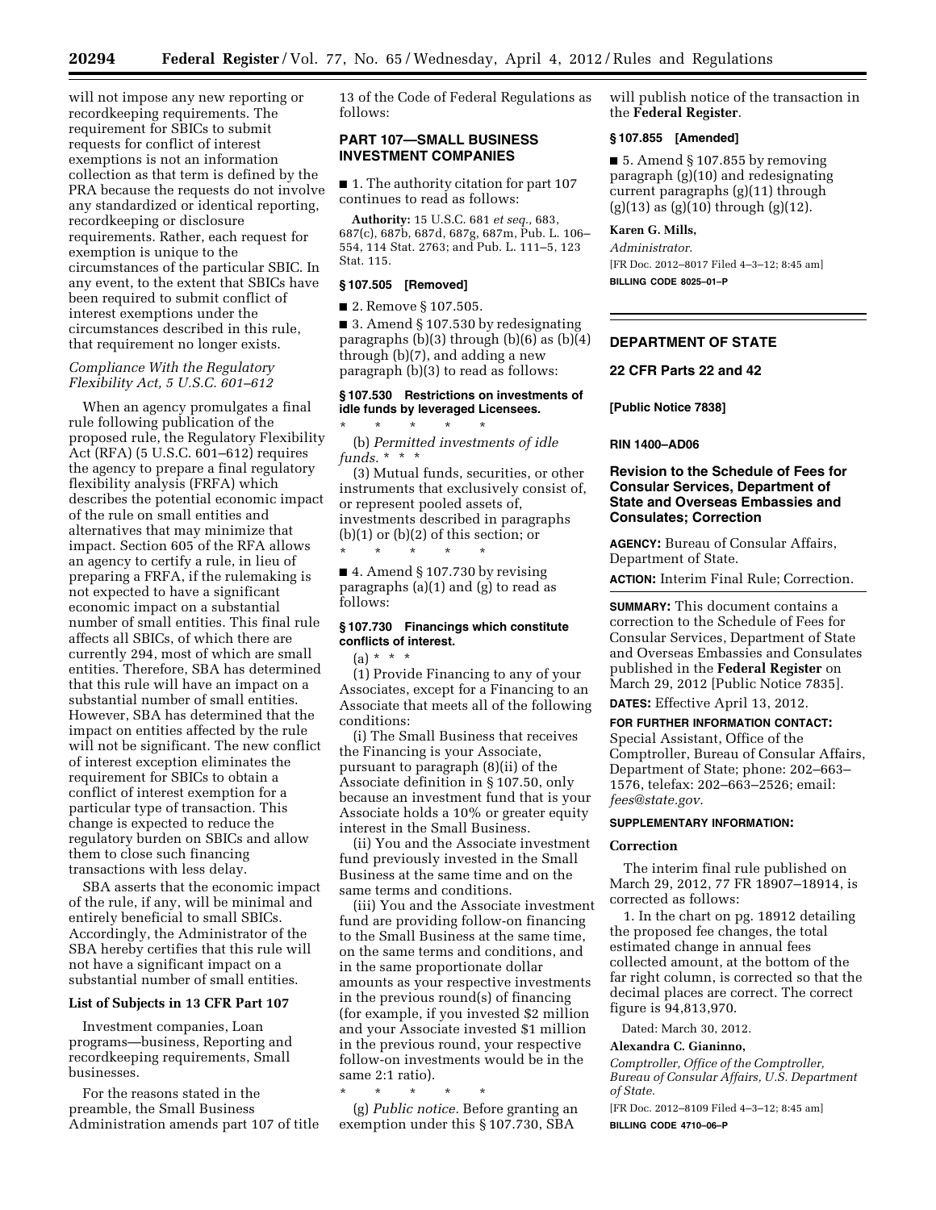will not impose any new reporting or recordkeeping requirements. The requirement for SBICs to submit requests for conflict of interest exemptions is not an information collection as that term is defined by the PRA because the requests do not involve any standardized or identical reporting, recordkeeping or disclosure requirements. Rather, each request for exemption is unique to the circumstances of the particular SBIC. In any event, to the extent that SBICs have been required to submit conflict of interest exemptions under the circumstances described in this rule, that requirement no longer exists.

*Compliance With the Regulatory Flexibility Act, 5 U.S.C. 601–612*

When an agency promulgates a final rule following publication of the proposed rule, the Regulatory Flexibility Act (RFA) (5 U.S.C. 601–612) requires the agency to prepare a final regulatory flexibility analysis (FRFA) which describes the potential economic impact of the rule on small entities and alternatives that may minimize that impact. Section 605 of the RFA allows an agency to certify a rule, in lieu of preparing a FRFA, if the rulemaking is not expected to have a significant economic impact on a substantial number of small entities. This final rule affects all SBICs, of which there are currently 294, most of which are small entities. Therefore, SBA has determined that this rule will have an impact on a substantial number of small entities. However, SBA has determined that the impact on entities affected by the rule will not be significant. The new conflict of interest exception eliminates the requirement for SBICs to obtain a conflict of interest exemption for a particular type of transaction. This change is expected to reduce the regulatory burden on SBICs and allow them to close such financing transactions with less delay.

SBA asserts that the economic impact of the rule, if any, will be minimal and entirely beneficial to small SBICs. Accordingly, the Administrator of the SBA hereby certifies that this rule will not have a significant impact on a substantial number of small entities.

**List of Subjects in 13 CFR Part 107**

Investment companies, Loan programs—business, Reporting and recordkeeping requirements, Small businesses.

For the reasons stated in the preamble, the Small Business Administration amends part 107 of title 13 of the Code of Federal Regulations as follows:

## PART 107—SMALL BUSINESS INVESTMENT COMPANIES

■ 1. The authority citation for part 107 continues to read as follows:

**Authority:** 15 U.S.C. 681 *et seq.,* 683, 687(c), 687b, 687d, 687g, 687m, Pub. L. 106–554, 114 Stat. 2763; and Pub. L. 111–5, 123 Stat. 115.

**§ 107.505 [Removed]**

■ 2. Remove § 107.505.

■ 3. Amend § 107.530 by redesignating paragraphs (b)(3) through (b)(6) as (b)(4) through (b)(7), and adding a new paragraph (b)(3) to read as follows:

**§ 107.530 Restrictions on investments of idle funds by leveraged Licensees.**

\* \* \* \* \*

(b) *Permitted investments of idle funds.* \* \* \*

(3) Mutual funds, securities, or other instruments that exclusively consist of, or represent pooled assets of, investments described in paragraphs (b)(1) or (b)(2) of this section; or

\* \* \* \* \*

■ 4. Amend § 107.730 by revising paragraphs (a)(1) and (g) to read as follows:

**§ 107.730 Financings which constitute conflicts of interest.**

(a) \* \* \*

(1) Provide Financing to any of your Associates, except for a Financing to an Associate that meets all of the following conditions:

(i) The Small Business that receives the Financing is your Associate, pursuant to paragraph (8)(ii) of the Associate definition in § 107.50, only because an investment fund that is your Associate holds a 10% or greater equity interest in the Small Business.

(ii) You and the Associate investment fund previously invested in the Small Business at the same time and on the same terms and conditions.

(iii) You and the Associate investment fund are providing follow-on financing to the Small Business at the same time, on the same terms and conditions, and in the same proportionate dollar amounts as your respective investments in the previous round(s) of financing (for example, if you invested $2 million and your Associate invested $1 million in the previous round, your respective follow-on investments would be in the same 2:1 ratio).

\* \* \* \* \*

(g) *Public notice.* Before granting an exemption under this § 107.730, SBA will publish notice of the transaction in the **Federal Register**.

**§ 107.855 [Amended]**

■ 5. Amend § 107.855 by removing paragraph (g)(10) and redesignating current paragraphs (g)(11) through (g)(13) as (g)(10) through (g)(12).

**Karen G. Mills,**

*Administrator.*

[FR Doc. 2012–8017 Filed 4–3–12; 8:45 am]

**BILLING CODE 8025–01–P**

---

## DEPARTMENT OF STATE

## 22 CFR Parts 22 and 42

**[Public Notice 7838]**

**RIN 1400–AD06**

## Revision to the Schedule of Fees for Consular Services, Department of State and Overseas Embassies and Consulates; Correction

**AGENCY:** Bureau of Consular Affairs, Department of State.

**ACTION:** Interim Final Rule; Correction.

**SUMMARY:** This document contains a correction to the Schedule of Fees for Consular Services, Department of State and Overseas Embassies and Consulates published in the **Federal Register** on March 29, 2012 [Public Notice 7835].

**DATES:** Effective April 13, 2012.

**FOR FURTHER INFORMATION CONTACT:** Special Assistant, Office of the Comptroller, Bureau of Consular Affairs, Department of State; phone: 202–663–1576, telefax: 202–663–2526; email: *fees@state.gov.*

**SUPPLEMENTARY INFORMATION:**

**Correction**

The interim final rule published on March 29, 2012, 77 FR 18907–18914, is corrected as follows:

1. In the chart on pg. 18912 detailing the proposed fee changes, the total estimated change in annual fees collected amount, at the bottom of the far right column, is corrected so that the decimal places are correct. The correct figure is 94,813,970.

Dated: March 30, 2012.

**Alexandra C. Gianinno,**

*Comptroller, Office of the Comptroller, Bureau of Consular Affairs, U.S. Department of State.*

[FR Doc. 2012–8109 Filed 4–3–12; 8:45 am]

**BILLING CODE 4710–06–P**